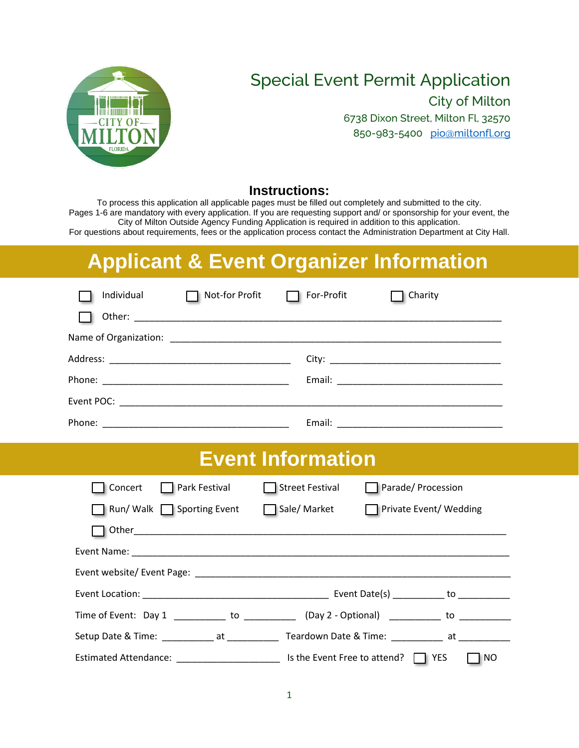# Special Event Permit Application

City of Milton

6738 Dixon Street, Milton Fl, 32570

850-983-5400 pio@miltonfl.org

### Instructions:

To process this application all applicable pages must be filled out completely and submitted to the city.
Pages 1-6 are mandatory with every application. If you are requesting support and/ or sponsorship for your event, the City of Milton Outside Agency Funding Application is required in addition to this application.
For questions about requirements, fees or the application process contact the Administration Department at City Hall.

## Applicant & Event Organizer Information

☐ Individual ☐ Not-for Profit ☐ For-Profit ☐ Charity

☐ Other: ______________________________________________

Name of Organization: ______________________________________________

Address: ______________________ City: ______________________

Phone: ______________________ Email: ______________________

Event POC: ______________________________________________

Phone: ______________________ Email: ______________________

## Event Information

☐ Concert ☐ Park Festival ☐ Street Festival ☐ Parade/ Procession

☐ Run/ Walk ☐ Sporting Event ☐ Sale/ Market ☐ Private Event/ Wedding

☐ Other______________________________________________

Event Name: ______________________________________________

Event website/ Event Page: ______________________________________________

Event Location: ______________________ Event Date(s) __________ to __________

Time of Event: Day 1 __________ to __________ (Day 2 - Optional) __________ to __________

Setup Date & Time: __________ at __________ Teardown Date & Time: __________ at __________

Estimated Attendance: ____________ Is the Event Free to attend? ☐ YES ☐ NO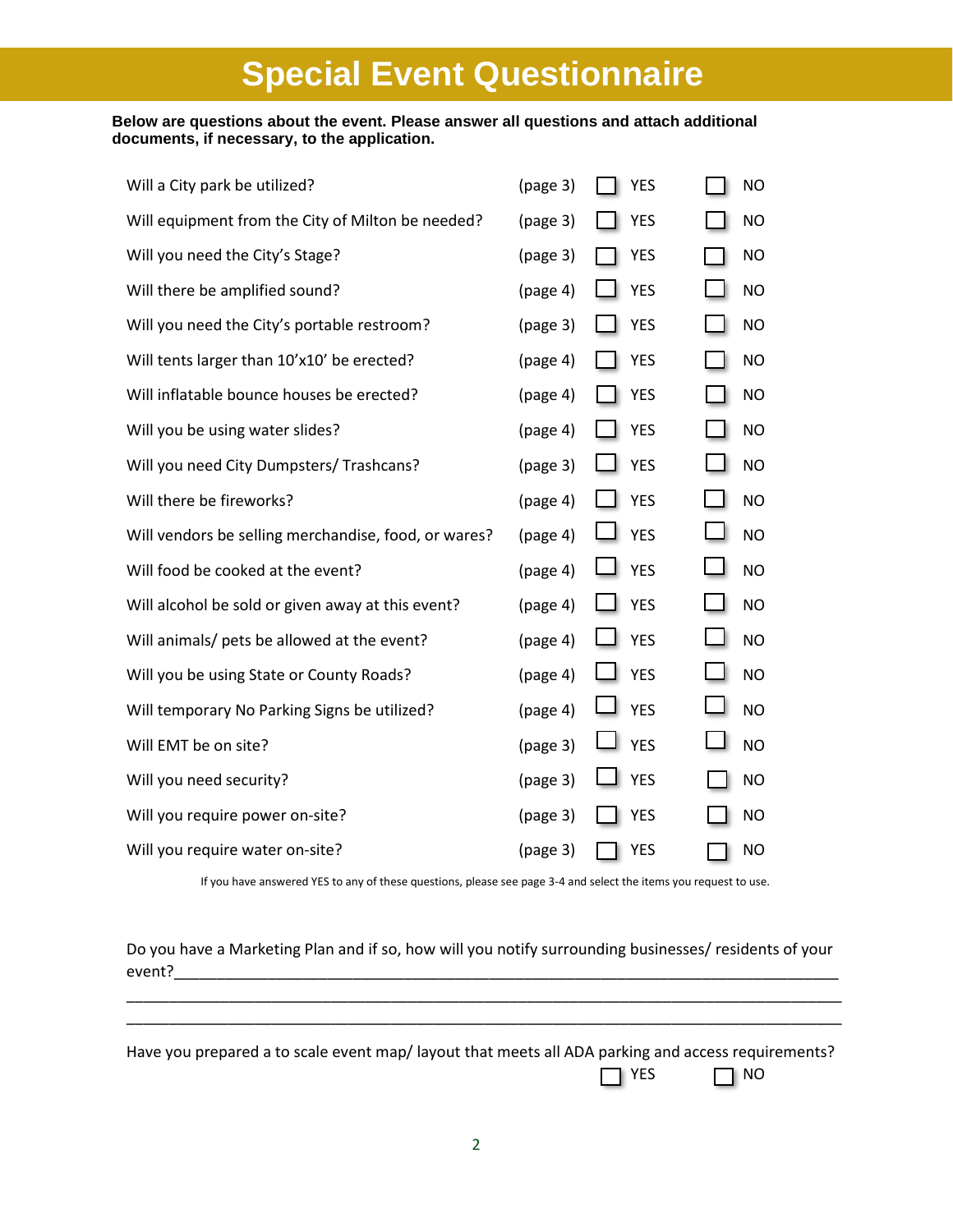# Special Event Questionnaire

**Below are questions about the event. Please answer all questions and attach additional documents, if necessary, to the application.**

| Question | Page | YES | NO |
|---|---|---|---|
| Will a City park be utilized? | (page 3) | ☐ YES | ☐ NO |
| Will equipment from the City of Milton be needed? | (page 3) | ☐ YES | ☐ NO |
| Will you need the City's Stage? | (page 3) | ☐ YES | ☐ NO |
| Will there be amplified sound? | (page 4) | ☐ YES | ☐ NO |
| Will you need the City's portable restroom? | (page 3) | ☐ YES | ☐ NO |
| Will tents larger than 10'x10' be erected? | (page 4) | ☐ YES | ☐ NO |
| Will inflatable bounce houses be erected? | (page 4) | ☐ YES | ☐ NO |
| Will you be using water slides? | (page 4) | ☐ YES | ☐ NO |
| Will you need City Dumpsters/ Trashcans? | (page 3) | ☐ YES | ☐ NO |
| Will there be fireworks? | (page 4) | ☐ YES | ☐ NO |
| Will vendors be selling merchandise, food, or wares? | (page 4) | ☐ YES | ☐ NO |
| Will food be cooked at the event? | (page 4) | ☐ YES | ☐ NO |
| Will alcohol be sold or given away at this event? | (page 4) | ☐ YES | ☐ NO |
| Will animals/ pets be allowed at the event? | (page 4) | ☐ YES | ☐ NO |
| Will you be using State or County Roads? | (page 4) | ☐ YES | ☐ NO |
| Will temporary No Parking Signs be utilized? | (page 4) | ☐ YES | ☐ NO |
| Will EMT be on site? | (page 3) | ☐ YES | ☐ NO |
| Will you need security? | (page 3) | ☐ YES | ☐ NO |
| Will you require power on-site? | (page 3) | ☐ YES | ☐ NO |
| Will you require water on-site? | (page 3) | ☐ YES | ☐ NO |

If you have answered YES to any of these questions, please see page 3-4 and select the items you request to use.

Do you have a Marketing Plan and if so, how will you notify surrounding businesses/ residents of your event?\_\_\_\_\_\_\_\_\_\_\_\_\_\_\_\_\_\_\_\_\_\_\_\_\_\_\_\_\_\_\_\_\_\_\_\_\_\_\_\_\_\_\_\_\_\_\_\_\_\_\_\_\_\_\_\_\_\_\_\_\_\_\_\_\_\_\_\_\_\_

\_\_\_\_\_\_\_\_\_\_\_\_\_\_\_\_\_\_\_\_\_\_\_\_\_\_\_\_\_\_\_\_\_\_\_\_\_\_\_\_\_\_\_\_\_\_\_\_\_\_\_\_\_\_\_\_\_\_\_\_\_\_\_\_\_\_\_\_\_\_\_\_\_\_\_\_\_\_\_\_

\_\_\_\_\_\_\_\_\_\_\_\_\_\_\_\_\_\_\_\_\_\_\_\_\_\_\_\_\_\_\_\_\_\_\_\_\_\_\_\_\_\_\_\_\_\_\_\_\_\_\_\_\_\_\_\_\_\_\_\_\_\_\_\_\_\_\_\_\_\_\_\_\_\_\_\_\_\_\_\_

Have you prepared a to scale event map/ layout that meets all ADA parking and access requirements?

☐ YES ☐ NO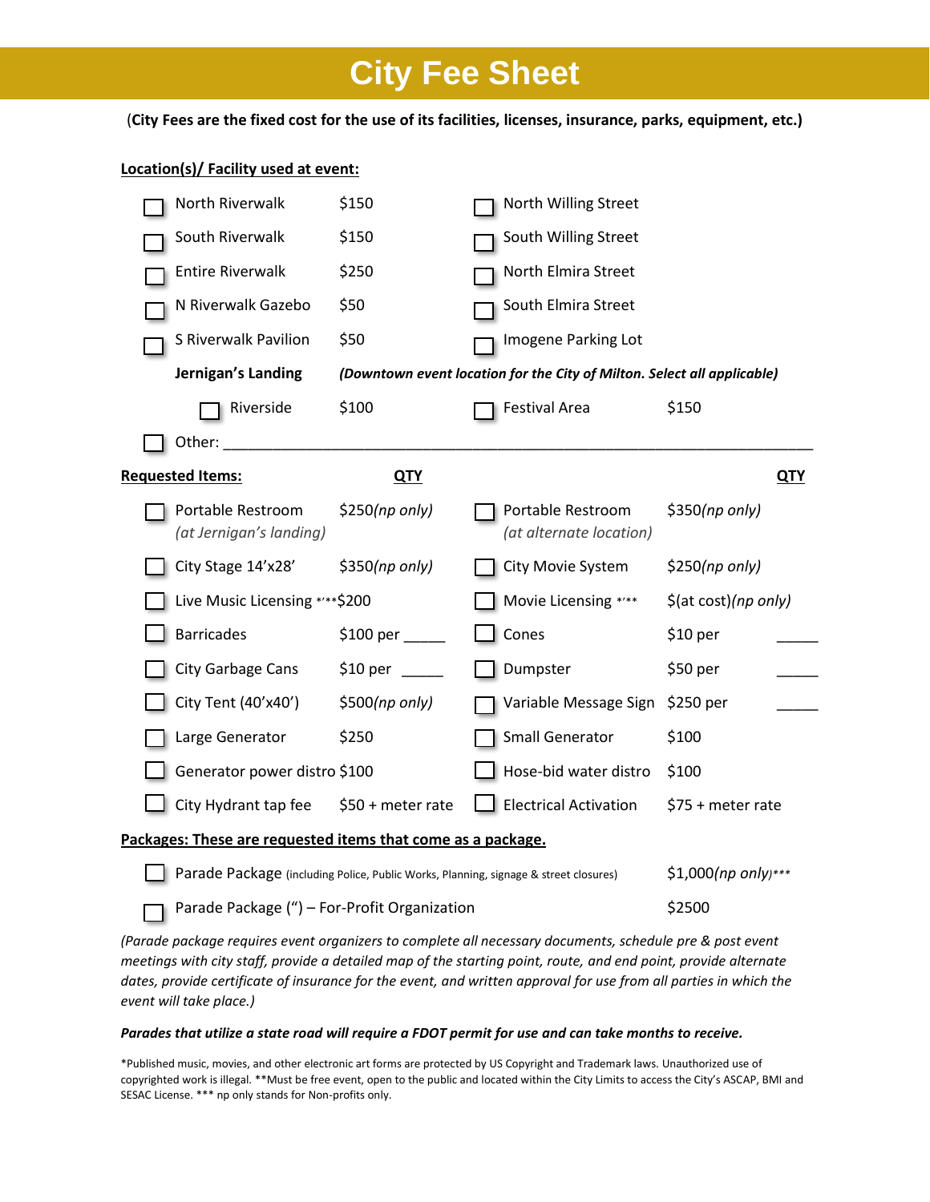# City Fee Sheet

**(City Fees are the fixed cost for the use of its facilities, licenses, insurance, parks, equipment, etc.)**

**Location(s)/ Facility used at event:**

| | | | |
|---|---|---|---|
| ☐ North Riverwalk | $150 | ☐ North Willing Street | |
| ☐ South Riverwalk | $150 | ☐ South Willing Street | |
| ☐ Entire Riverwalk | $250 | ☐ North Elmira Street | |
| ☐ N Riverwalk Gazebo | $50 | ☐ South Elmira Street | |
| ☐ S Riverwalk Pavilion | $50 | ☐ Imogene Parking Lot | |

**Jernigan's Landing** ***(Downtown event location for the City of Milton. Select all applicable)***

| | | | |
|---|---|---|---|
| ☐ Riverside | $100 | ☐ Festival Area | $150 |

☐ Other: ______________________________________________________________________

**Requested Items:**

| Item | Price | QTY | Item | Price | QTY |
|---|---|---|---|---|---|
| ☐ Portable Restroom *(at Jernigan's landing)* | $250*(np only)* | | ☐ Portable Restroom *(at alternate location)* | $350*(np only)* | |
| ☐ City Stage 14'x28' | $350*(np only)* | | ☐ City Movie System | $250*(np only)* | |
| ☐ Live Music Licensing */** | $200 | | ☐ Movie Licensing */** | $(at cost)*(np only)* | |
| ☐ Barricades | $100 per | _____ | ☐ Cones | $10 per | _____ |
| ☐ City Garbage Cans | $10 per | _____ | ☐ Dumpster | $50 per | _____ |
| ☐ City Tent (40'x40') | $500*(np only)* | | ☐ Variable Message Sign | $250 per | _____ |
| ☐ Large Generator | $250 | | ☐ Small Generator | $100 | |
| ☐ Generator power distro | $100 | | ☐ Hose-bid water distro | $100 | |
| ☐ City Hydrant tap fee | $50 + meter rate | | ☐ Electrical Activation | $75 + meter rate | |

**Packages: These are requested items that come as a package.**

| | |
|---|---|
| ☐ Parade Package (including Police, Public Works, Planning, signage & street closures) | $1,000*(np only)**** |
| ☐ Parade Package (") – For-Profit Organization | $2500 |

*(Parade package requires event organizers to complete all necessary documents, schedule pre & post event meetings with city staff, provide a detailed map of the starting point, route, and end point, provide alternate dates, provide certificate of insurance for the event, and written approval for use from all parties in which the event will take place.)*

***Parades that utilize a state road will require a FDOT permit for use and can take months to receive.***

*Published music, movies, and other electronic art forms are protected by US Copyright and Trademark laws. Unauthorized use of copyrighted work is illegal. **Must be free event, open to the public and located within the City Limits to access the City's ASCAP, BMI and SESAC License. *** np only stands for Non-profits only.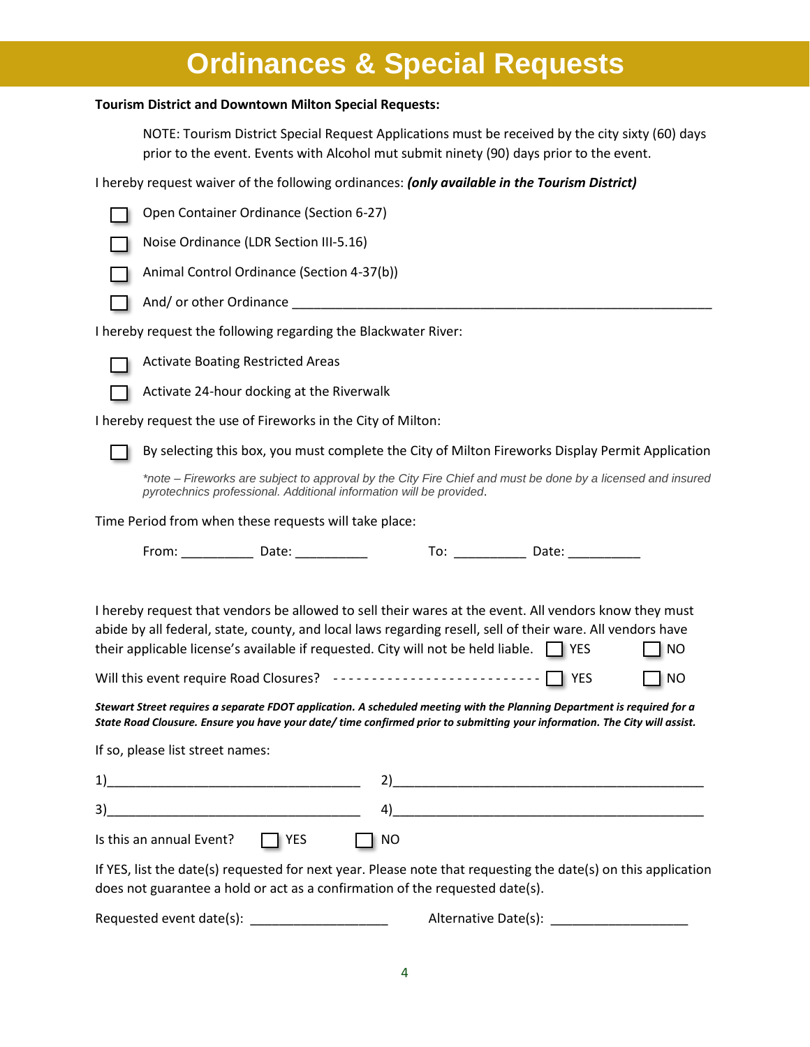# Ordinances & Special Requests

**Tourism District and Downtown Milton Special Requests:**

NOTE: Tourism District Special Request Applications must be received by the city sixty (60) days prior to the event. Events with Alcohol mut submit ninety (90) days prior to the event.

I hereby request waiver of the following ordinances: ***(only available in the Tourism District)***

- ☐ Open Container Ordinance (Section 6-27)
- ☐ Noise Ordinance (LDR Section III-5.16)
- ☐ Animal Control Ordinance (Section 4-37(b))
- ☐ And/ or other Ordinance ____________________________________________________________

I hereby request the following regarding the Blackwater River:

- ☐ Activate Boating Restricted Areas
- ☐ Activate 24-hour docking at the Riverwalk

I hereby request the use of Fireworks in the City of Milton:

- ☐ By selecting this box, you must complete the City of Milton Fireworks Display Permit Application

*\*note – Fireworks are subject to approval by the City Fire Chief and must be done by a licensed and insured pyrotechnics professional. Additional information will be provided.*

Time Period from when these requests will take place:

From: __________ Date: __________ To: __________ Date: __________

I hereby request that vendors be allowed to sell their wares at the event. All vendors know they must abide by all federal, state, county, and local laws regarding resell, sell of their ware. All vendors have their applicable license's available if requested. City will not be held liable. ☐ YES ☐ NO

Will this event require Road Closures? --------------------------- ☐ YES ☐ NO

***Stewart Street requires a separate FDOT application. A scheduled meeting with the Planning Department is required for a State Road Clousure. Ensure you have your date/ time confirmed prior to submitting your information. The City will assist.***

If so, please list street names:

1)___________________________________ 2)____________________________________________

3)___________________________________ 4)____________________________________________

Is this an annual Event? ☐ YES ☐ NO

If YES, list the date(s) requested for next year. Please note that requesting the date(s) on this application does not guarantee a hold or act as a confirmation of the requested date(s).

Requested event date(s): ___________________ Alternative Date(s): ___________________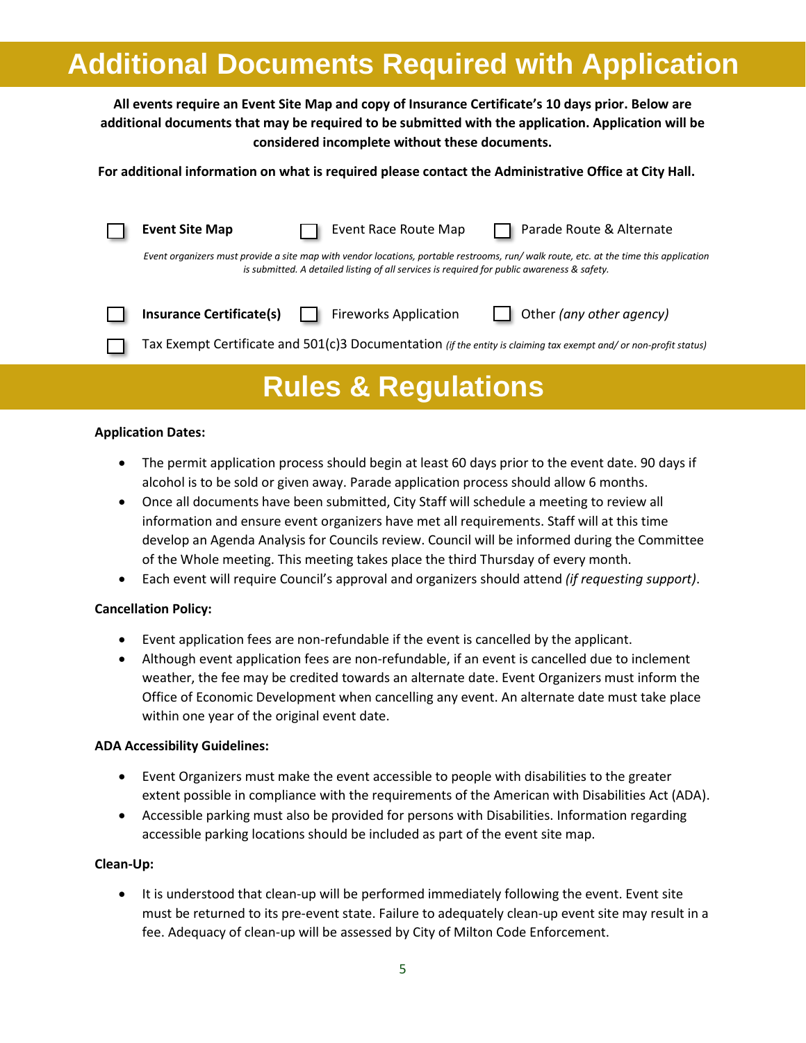# Additional Documents Required with Application

**All events require an Event Site Map and copy of Insurance Certificate's 10 days prior. Below are additional documents that may be required to be submitted with the application. Application will be considered incomplete without these documents.**

**For additional information on what is required please contact the Administrative Office at City Hall.**

- ☐ **Event Site Map**
- ☐ Event Race Route Map
- ☐ Parade Route & Alternate

*Event organizers must provide a site map with vendor locations, portable restrooms, run/ walk route, etc. at the time this application is submitted. A detailed listing of all services is required for public awareness & safety.*

- ☐ **Insurance Certificate(s)**
- ☐ Fireworks Application
- ☐ Other *(any other agency)*
- ☐ Tax Exempt Certificate and 501(c)3 Documentation *(if the entity is claiming tax exempt and/ or non-profit status)*

# Rules & Regulations

**Application Dates:**

- The permit application process should begin at least 60 days prior to the event date. 90 days if alcohol is to be sold or given away. Parade application process should allow 6 months.
- Once all documents have been submitted, City Staff will schedule a meeting to review all information and ensure event organizers have met all requirements. Staff will at this time develop an Agenda Analysis for Councils review. Council will be informed during the Committee of the Whole meeting. This meeting takes place the third Thursday of every month.
- Each event will require Council's approval and organizers should attend *(if requesting support)*.

**Cancellation Policy:**

- Event application fees are non-refundable if the event is cancelled by the applicant.
- Although event application fees are non-refundable, if an event is cancelled due to inclement weather, the fee may be credited towards an alternate date. Event Organizers must inform the Office of Economic Development when cancelling any event. An alternate date must take place within one year of the original event date.

**ADA Accessibility Guidelines:**

- Event Organizers must make the event accessible to people with disabilities to the greater extent possible in compliance with the requirements of the American with Disabilities Act (ADA).
- Accessible parking must also be provided for persons with Disabilities. Information regarding accessible parking locations should be included as part of the event site map.

**Clean-Up:**

- It is understood that clean-up will be performed immediately following the event. Event site must be returned to its pre-event state. Failure to adequately clean-up event site may result in a fee. Adequacy of clean-up will be assessed by City of Milton Code Enforcement.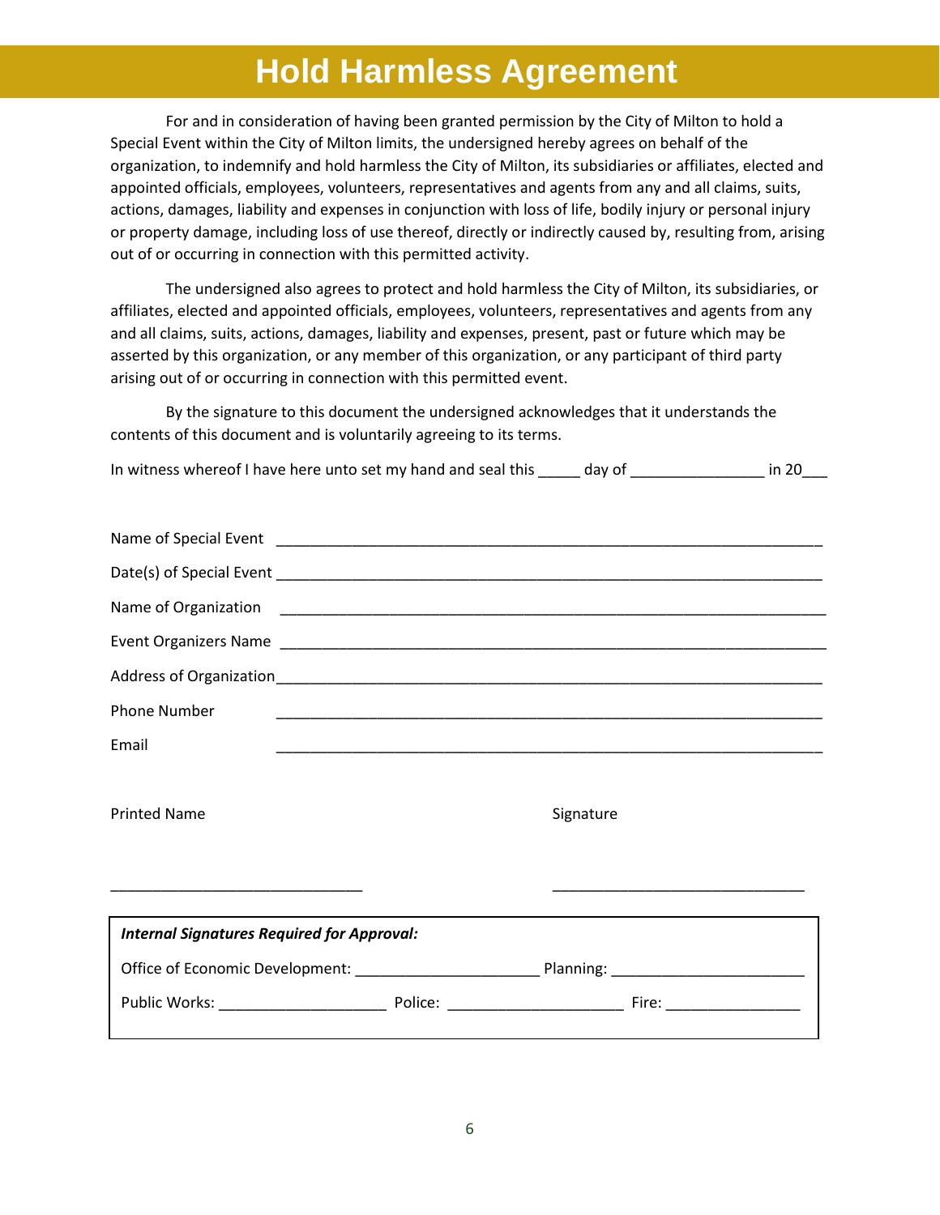# Hold Harmless Agreement

For and in consideration of having been granted permission by the City of Milton to hold a Special Event within the City of Milton limits, the undersigned hereby agrees on behalf of the organization, to indemnify and hold harmless the City of Milton, its subsidiaries or affiliates, elected and appointed officials, employees, volunteers, representatives and agents from any and all claims, suits, actions, damages, liability and expenses in conjunction with loss of life, bodily injury or personal injury or property damage, including loss of use thereof, directly or indirectly caused by, resulting from, arising out of or occurring in connection with this permitted activity.

The undersigned also agrees to protect and hold harmless the City of Milton, its subsidiaries, or affiliates, elected and appointed officials, employees, volunteers, representatives and agents from any and all claims, suits, actions, damages, liability and expenses, present, past or future which may be asserted by this organization, or any member of this organization, or any participant of third party arising out of or occurring in connection with this permitted event.

By the signature to this document the undersigned acknowledges that it understands the contents of this document and is voluntarily agreeing to its terms.

In witness whereof I have here unto set my hand and seal this _____ day of ________________ in 20___

Name of Special Event ____________________________________________________________________

Date(s) of Special Event ____________________________________________________________________

Name of Organization ____________________________________________________________________

Event Organizers Name ____________________________________________________________________

Address of Organization____________________________________________________________________

Phone Number ____________________________________________________________________

Email ____________________________________________________________________

Printed Name ______________________________ Signature ______________________________

***Internal Signatures Required for Approval:***

Office of Economic Development: ______________________ Planning: _______________________

Public Works: ____________________ Police: _____________________ Fire: ________________